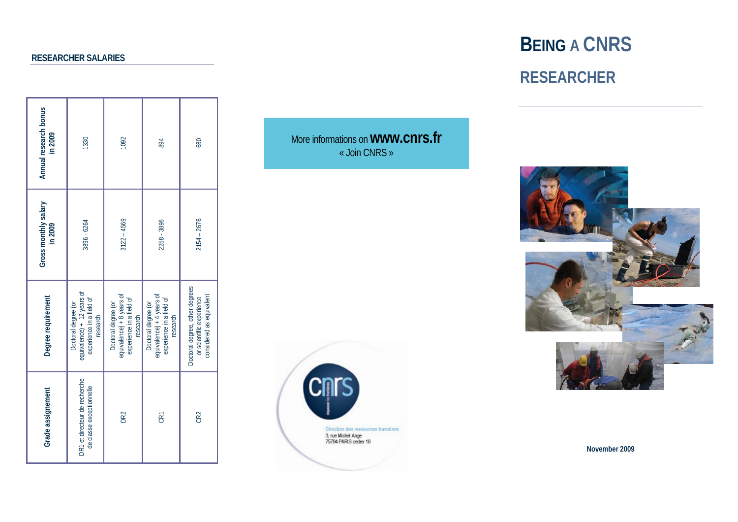## RESEARCHER SALARIES

| Grade assignement | Degree requirement | Gross monthly salary in 2009 | Annual research bonus in 2009 |
| --- | --- | --- | --- |
| DR1 et directeur de recherche de classe exceptionnelle | Doctoral degree (or equivalence) + 12 years of experience in a field of research | 3896 - 6264 | 1330 |
| DR2 | Doctoral degree (or equivalence) + 8 years of experience in a field of research | 3122 – 4569 | 1092 |
| CR1 | Doctoral degree (or equivalence) + 4 years of experience in a field of research | 2258 - 3896 | 894 |
| CR2 | Doctoral degree, other degrees or scientific experience considered as equivalent | 2154 – 2676 | 680 |

More informations on **www.cnrs.fr**
« Join CNRS »

Direction des ressources humaines
3, rue Michel Ange
75794 PARIS cedex 16

# BEING A CNRS RESEARCHER

**November 2009**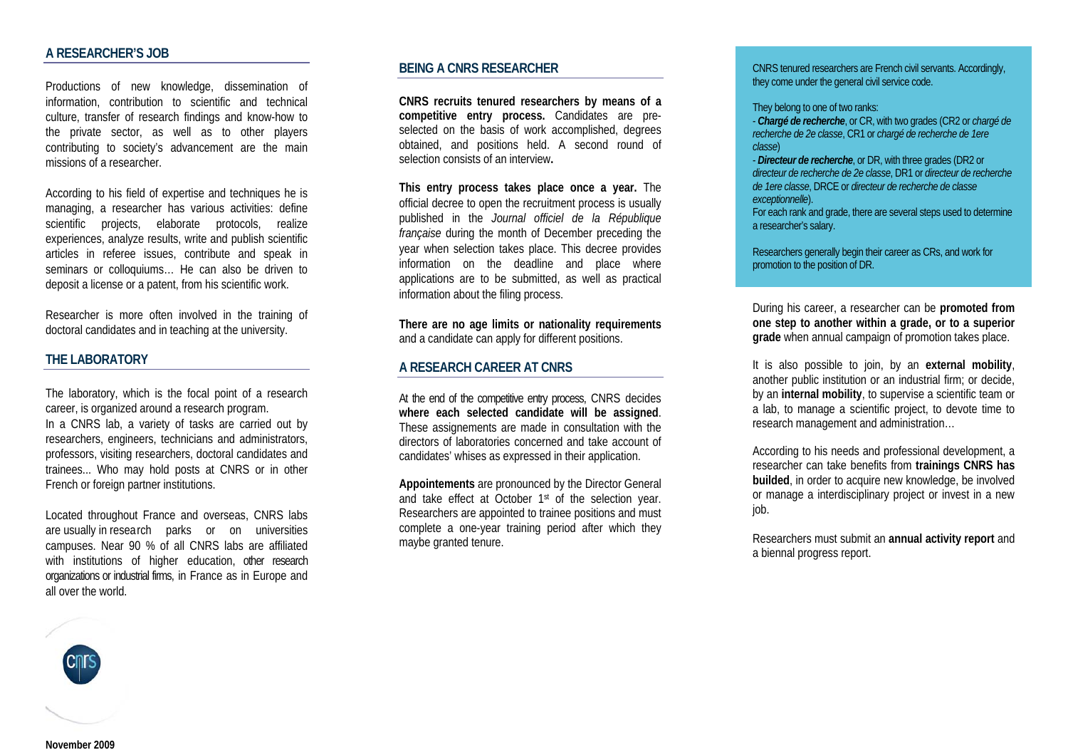## A RESEARCHER'S JOB

Productions of new knowledge, dissemination of information, contribution to scientific and technical culture, transfer of research findings and know-how to the private sector, as well as to other players contributing to society's advancement are the main missions of a researcher.

According to his field of expertise and techniques he is managing, a researcher has various activities: define scientific projects, elaborate protocols, realize experiences, analyze results, write and publish scientific articles in referee issues, contribute and speak in seminars or colloquiums… He can also be driven to deposit a license or a patent, from his scientific work.

Researcher is more often involved in the training of doctoral candidates and in teaching at the university.

## THE LABORATORY

The laboratory, which is the focal point of a research career, is organized around a research program.
In a CNRS lab, a variety of tasks are carried out by researchers, engineers, technicians and administrators, professors, visiting researchers, doctoral candidates and trainees... Who may hold posts at CNRS or in other French or foreign partner institutions.

Located throughout France and overseas, CNRS labs are usually in research parks or on universities campuses. Near 90 % of all CNRS labs are affiliated with institutions of higher education, other research organizations or industrial firms, in France as in Europe and all over the world.

November 2009

## BEING A CNRS RESEARCHER

**CNRS recruits tenured researchers by means of a competitive entry process.** Candidates are pre-selected on the basis of work accomplished, degrees obtained, and positions held. A second round of selection consists of an interview**.**

**This entry process takes place once a year.** The official decree to open the recruitment process is usually published in the *Journal officiel de la République française* during the month of December preceding the year when selection takes place. This decree provides information on the deadline and place where applications are to be submitted, as well as practical information about the filing process.

**There are no age limits or nationality requirements** and a candidate can apply for different positions.

## A RESEARCH CAREER AT CNRS

At the end of the competitive entry process, CNRS decides **where each selected candidate will be assigned**. These assignements are made in consultation with the directors of laboratories concerned and take account of candidates' whises as expressed in their application.

**Appointements** are pronounced by the Director General and take effect at October 1st of the selection year. Researchers are appointed to trainee positions and must complete a one-year training period after which they maybe granted tenure.

CNRS tenured researchers are French civil servants. Accordingly, they come under the general civil service code.

They belong to one of two ranks:
- ***Chargé de recherche***, or CR, with two grades (CR2 or *chargé de recherche de 2e classe*, CR1 or *chargé de recherche de 1ere classe*)
- ***Directeur de recherche***, or DR, with three grades (DR2 or *directeur de recherche de 2e classe*, DR1 or *directeur de recherche de 1ere classe*, DRCE or *directeur de recherche de classe exceptionnelle*).
For each rank and grade, there are several steps used to determine a researcher's salary.

Researchers generally begin their career as CRs, and work for promotion to the position of DR.

During his career, a researcher can be **promoted from one step to another within a grade, or to a superior grade** when annual campaign of promotion takes place.

It is also possible to join, by an **external mobility**, another public institution or an industrial firm; or decide, by an **internal mobility**, to supervise a scientific team or a lab, to manage a scientific project, to devote time to research management and administration…

According to his needs and professional development, a researcher can take benefits from **trainings CNRS has builded**, in order to acquire new knowledge, be involved or manage a interdisciplinary project or invest in a new job.

Researchers must submit an **annual activity report** and a biennal progress report.